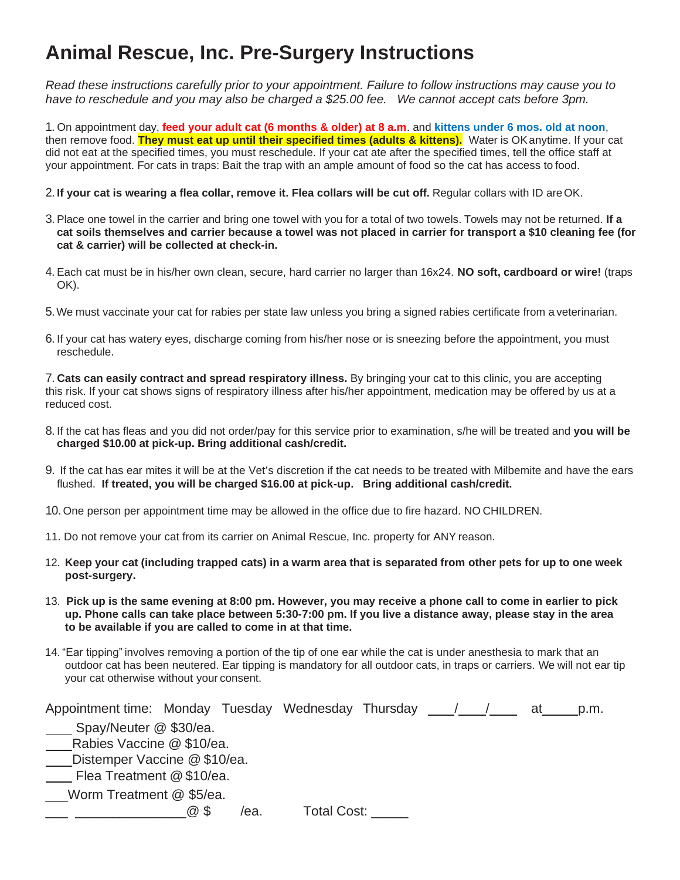# Animal Rescue, Inc. Pre-Surgery Instructions

*Read these instructions carefully prior to your appointment. Failure to follow instructions may cause you to have to reschedule and you may also be charged a $25.00 fee. We cannot accept cats before 3pm.*

1. On appointment day, **feed your adult cat (6 months & older) at 8 a.m**. and **kittens under 6 mos. old at noon**, then remove food. **They must eat up until their specified times (adults & kittens).** Water is OK anytime. If your cat did not eat at the specified times, you must reschedule. If your cat ate after the specified times, tell the office staff at your appointment. For cats in traps: Bait the trap with an ample amount of food so the cat has access to food.

2. **If your cat is wearing a flea collar, remove it. Flea collars will be cut off.** Regular collars with ID are OK.

3. Place one towel in the carrier and bring one towel with you for a total of two towels. Towels may not be returned. **If a cat soils themselves and carrier because a towel was not placed in carrier for transport a $10 cleaning fee (for cat & carrier) will be collected at check-in.**

4. Each cat must be in his/her own clean, secure, hard carrier no larger than 16x24. **NO soft, cardboard or wire!** (traps OK).

5. We must vaccinate your cat for rabies per state law unless you bring a signed rabies certificate from a veterinarian.

6. If your cat has watery eyes, discharge coming from his/her nose or is sneezing before the appointment, you must reschedule.

7. **Cats can easily contract and spread respiratory illness.** By bringing your cat to this clinic, you are accepting this risk. If your cat shows signs of respiratory illness after his/her appointment, medication may be offered by us at a reduced cost.

8. If the cat has fleas and you did not order/pay for this service prior to examination, s/he will be treated and **you will be charged $10.00 at pick-up. Bring additional cash/credit.**

9. If the cat has ear mites it will be at the Vet's discretion if the cat needs to be treated with Milbemite and have the ears flushed. **If treated, you will be charged $16.00 at pick-up. Bring additional cash/credit.**

10. One person per appointment time may be allowed in the office due to fire hazard. NO CHILDREN.

11. Do not remove your cat from its carrier on Animal Rescue, Inc. property for ANY reason.

12. **Keep your cat (including trapped cats) in a warm area that is separated from other pets for up to one week post-surgery.**

13. **Pick up is the same evening at 8:00 pm. However, you may receive a phone call to come in earlier to pick up. Phone calls can take place between 5:30-7:00 pm. If you live a distance away, please stay in the area to be available if you are called to come in at that time.**

14. "Ear tipping" involves removing a portion of the tip of one ear while the cat is under anesthesia to mark that an outdoor cat has been neutered. Ear tipping is mandatory for all outdoor cats, in traps or carriers. We will not ear tip your cat otherwise without your consent.

Appointment time: Monday Tuesday Wednesday Thursday ____/____/____ at_____p.m.

____ Spay/Neuter @ $30/ea.
____Rabies Vaccine @ $10/ea.
____Distemper Vaccine @ $10/ea.
____ Flea Treatment @ $10/ea.
___Worm Treatment @ $5/ea.
___ _______________@ $ /ea. Total Cost: _____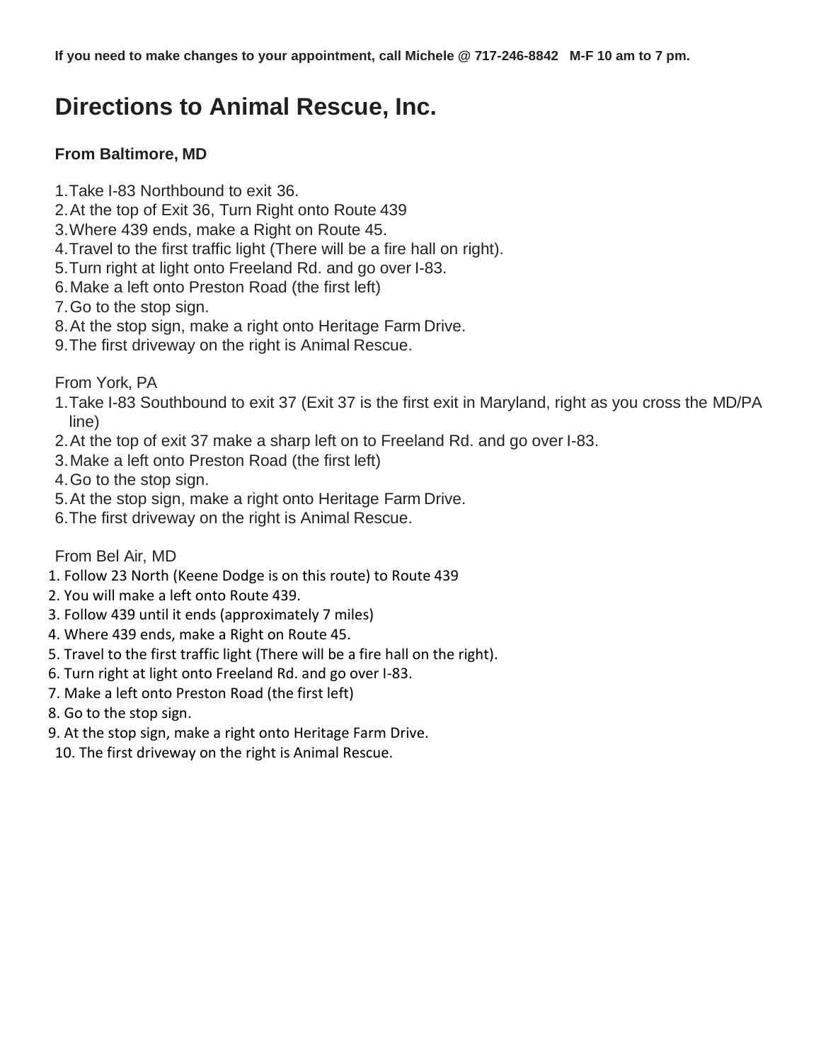**If you need to make changes to your appointment, call Michele @ 717-246-8842 M-F 10 am to 7 pm.**

# Directions to Animal Rescue, Inc.

### From Baltimore, MD

1. Take I-83 Northbound to exit 36.
2. At the top of Exit 36, Turn Right onto Route 439
3. Where 439 ends, make a Right on Route 45.
4. Travel to the first traffic light (There will be a fire hall on right).
5. Turn right at light onto Freeland Rd. and go over I-83.
6. Make a left onto Preston Road (the first left)
7. Go to the stop sign.
8. At the stop sign, make a right onto Heritage Farm Drive.
9. The first driveway on the right is Animal Rescue.

From York, PA

1. Take I-83 Southbound to exit 37 (Exit 37 is the first exit in Maryland, right as you cross the MD/PA line)
2. At the top of exit 37 make a sharp left on to Freeland Rd. and go over I-83.
3. Make a left onto Preston Road (the first left)
4. Go to the stop sign.
5. At the stop sign, make a right onto Heritage Farm Drive.
6. The first driveway on the right is Animal Rescue.

From Bel Air, MD

1. Follow 23 North (Keene Dodge is on this route) to Route 439
2. You will make a left onto Route 439.
3. Follow 439 until it ends (approximately 7 miles)
4. Where 439 ends, make a Right on Route 45.
5. Travel to the first traffic light (There will be a fire hall on the right).
6. Turn right at light onto Freeland Rd. and go over I-83.
7. Make a left onto Preston Road (the first left)
8. Go to the stop sign.
9. At the stop sign, make a right onto Heritage Farm Drive.
10. The first driveway on the right is Animal Rescue.